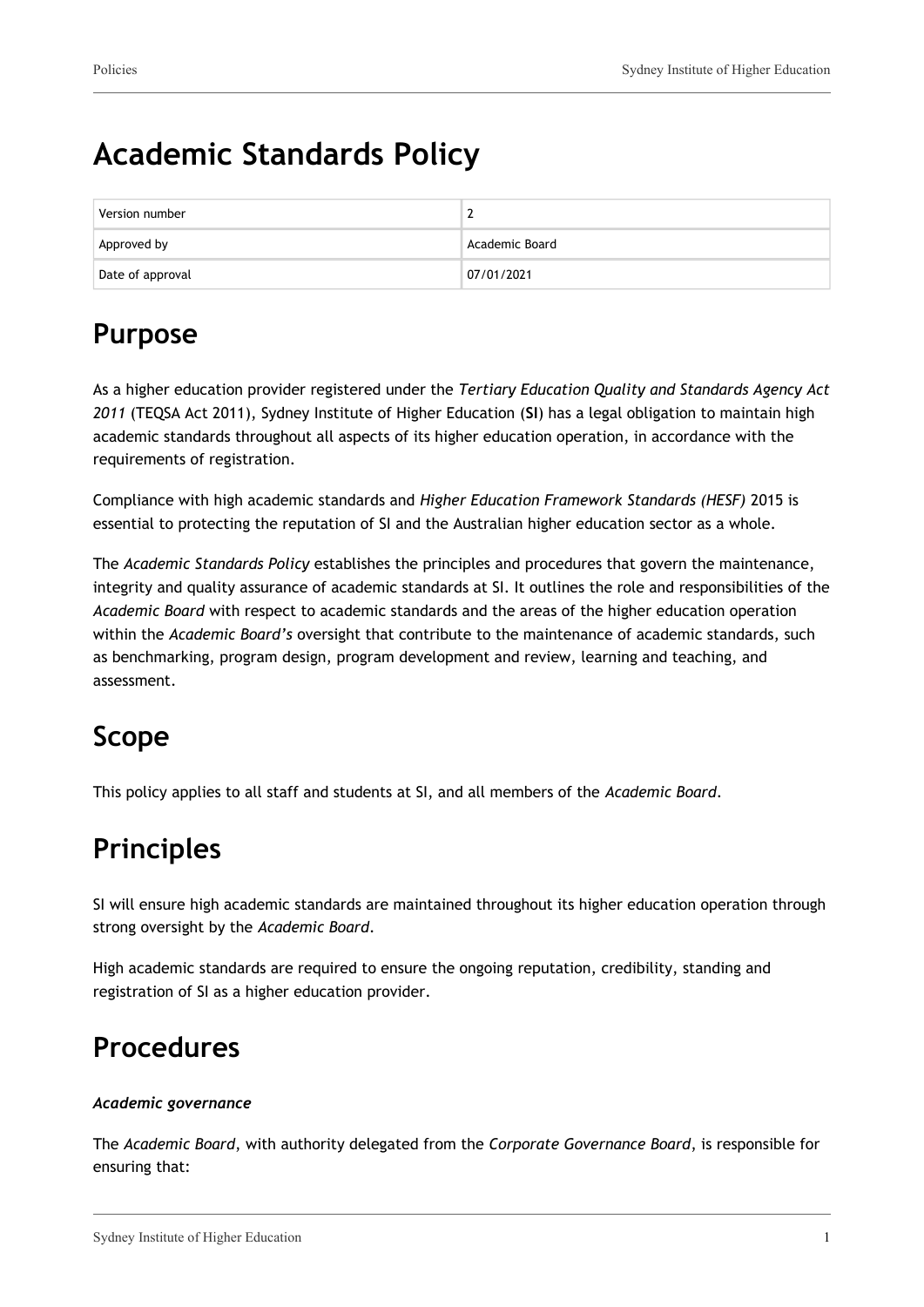# Academic Standards Policy

| Version number | 2 |
| --- | --- |
| Approved by | Academic Board |
| Date of approval | 07/01/2021 |

## Purpose

As a higher education provider registered under the *Tertiary Education Quality and Standards Agency Act 2011* (TEQSA Act 2011), Sydney Institute of Higher Education (**SI**) has a legal obligation to maintain high academic standards throughout all aspects of its higher education operation, in accordance with the requirements of registration.

Compliance with high academic standards and *Higher Education Framework Standards (HESF)* 2015 is essential to protecting the reputation of SI and the Australian higher education sector as a whole.

The *Academic Standards Policy* establishes the principles and procedures that govern the maintenance, integrity and quality assurance of academic standards at SI. It outlines the role and responsibilities of the *Academic Board* with respect to academic standards and the areas of the higher education operation within the *Academic Board's* oversight that contribute to the maintenance of academic standards, such as benchmarking, program design, program development and review, learning and teaching, and assessment.

## Scope

This policy applies to all staff and students at SI, and all members of the *Academic Board*.

## Principles

SI will ensure high academic standards are maintained throughout its higher education operation through strong oversight by the *Academic Board*.

High academic standards are required to ensure the ongoing reputation, credibility, standing and registration of SI as a higher education provider.

## Procedures

***Academic governance***

The *Academic Board*, with authority delegated from the *Corporate Governance Board*, is responsible for ensuring that: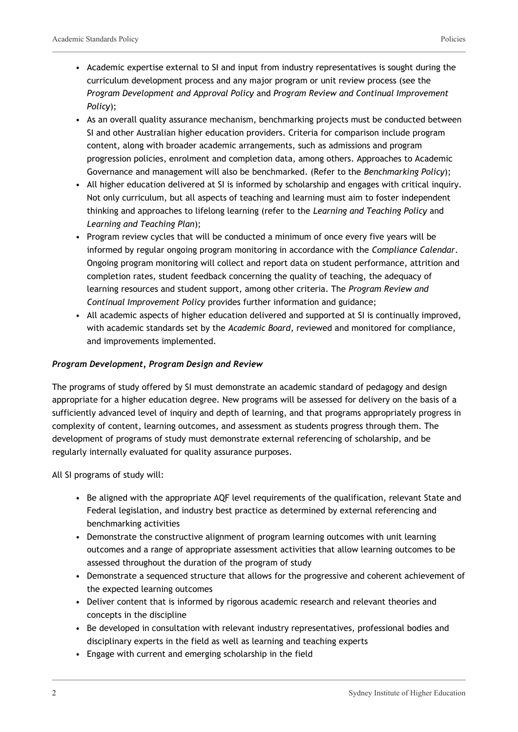- Academic expertise external to SI and input from industry representatives is sought during the curriculum development process and any major program or unit review process (see the *Program Development and Approval Policy* and *Program Review and Continual Improvement Policy*);
- As an overall quality assurance mechanism, benchmarking projects must be conducted between SI and other Australian higher education providers. Criteria for comparison include program content, along with broader academic arrangements, such as admissions and program progression policies, enrolment and completion data, among others. Approaches to Academic Governance and management will also be benchmarked. (Refer to the *Benchmarking Policy*);
- All higher education delivered at SI is informed by scholarship and engages with critical inquiry. Not only curriculum, but all aspects of teaching and learning must aim to foster independent thinking and approaches to lifelong learning (refer to the *Learning and Teaching Policy* and *Learning and Teaching Plan*);
- Program review cycles that will be conducted a minimum of once every five years will be informed by regular ongoing program monitoring in accordance with the *Compliance Calendar*. Ongoing program monitoring will collect and report data on student performance, attrition and completion rates, student feedback concerning the quality of teaching, the adequacy of learning resources and student support, among other criteria. The *Program Review and Continual Improvement Policy* provides further information and guidance;
- All academic aspects of higher education delivered and supported at SI is continually improved, with academic standards set by the *Academic Board*, reviewed and monitored for compliance, and improvements implemented.

### *Program Development, Program Design and Review*

The programs of study offered by SI must demonstrate an academic standard of pedagogy and design appropriate for a higher education degree. New programs will be assessed for delivery on the basis of a sufficiently advanced level of inquiry and depth of learning, and that programs appropriately progress in complexity of content, learning outcomes, and assessment as students progress through them. The development of programs of study must demonstrate external referencing of scholarship, and be regularly internally evaluated for quality assurance purposes.

All SI programs of study will:

- Be aligned with the appropriate AQF level requirements of the qualification, relevant State and Federal legislation, and industry best practice as determined by external referencing and benchmarking activities
- Demonstrate the constructive alignment of program learning outcomes with unit learning outcomes and a range of appropriate assessment activities that allow learning outcomes to be assessed throughout the duration of the program of study
- Demonstrate a sequenced structure that allows for the progressive and coherent achievement of the expected learning outcomes
- Deliver content that is informed by rigorous academic research and relevant theories and concepts in the discipline
- Be developed in consultation with relevant industry representatives, professional bodies and disciplinary experts in the field as well as learning and teaching experts
- Engage with current and emerging scholarship in the field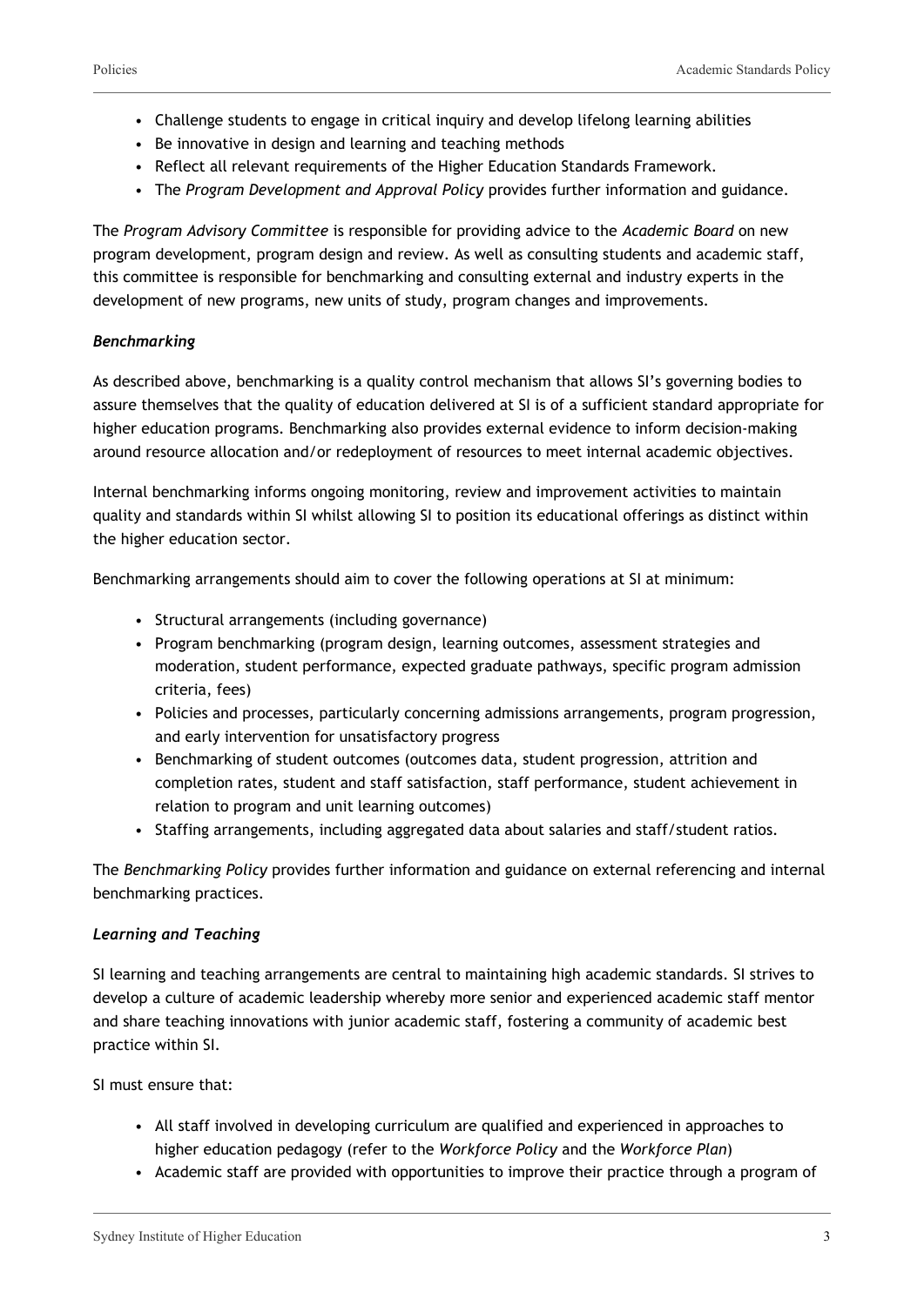- Challenge students to engage in critical inquiry and develop lifelong learning abilities
- Be innovative in design and learning and teaching methods
- Reflect all relevant requirements of the Higher Education Standards Framework.
- The *Program Development and Approval Policy* provides further information and guidance.

The *Program Advisory Committee* is responsible for providing advice to the *Academic Board* on new program development, program design and review. As well as consulting students and academic staff, this committee is responsible for benchmarking and consulting external and industry experts in the development of new programs, new units of study, program changes and improvements.

### *Benchmarking*

As described above, benchmarking is a quality control mechanism that allows SI's governing bodies to assure themselves that the quality of education delivered at SI is of a sufficient standard appropriate for higher education programs. Benchmarking also provides external evidence to inform decision-making around resource allocation and/or redeployment of resources to meet internal academic objectives.

Internal benchmarking informs ongoing monitoring, review and improvement activities to maintain quality and standards within SI whilst allowing SI to position its educational offerings as distinct within the higher education sector.

Benchmarking arrangements should aim to cover the following operations at SI at minimum:

- Structural arrangements (including governance)
- Program benchmarking (program design, learning outcomes, assessment strategies and moderation, student performance, expected graduate pathways, specific program admission criteria, fees)
- Policies and processes, particularly concerning admissions arrangements, program progression, and early intervention for unsatisfactory progress
- Benchmarking of student outcomes (outcomes data, student progression, attrition and completion rates, student and staff satisfaction, staff performance, student achievement in relation to program and unit learning outcomes)
- Staffing arrangements, including aggregated data about salaries and staff/student ratios.

The *Benchmarking Policy* provides further information and guidance on external referencing and internal benchmarking practices.

### *Learning and Teaching*

SI learning and teaching arrangements are central to maintaining high academic standards. SI strives to develop a culture of academic leadership whereby more senior and experienced academic staff mentor and share teaching innovations with junior academic staff, fostering a community of academic best practice within SI.

SI must ensure that:

- All staff involved in developing curriculum are qualified and experienced in approaches to higher education pedagogy (refer to the *Workforce Policy* and the *Workforce Plan*)
- Academic staff are provided with opportunities to improve their practice through a program of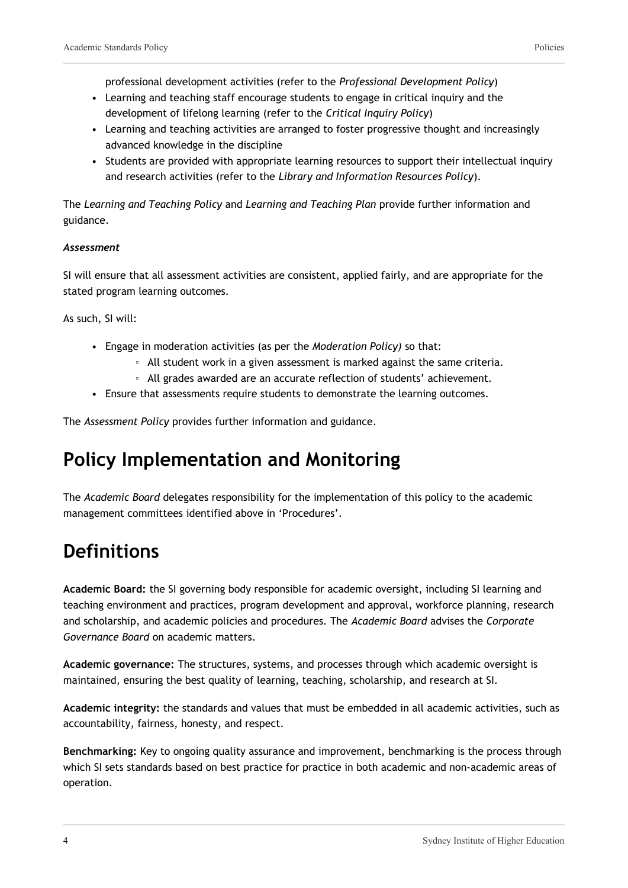professional development activities (refer to the *Professional Development Policy*)

- Learning and teaching staff encourage students to engage in critical inquiry and the development of lifelong learning (refer to the *Critical Inquiry Policy*)
- Learning and teaching activities are arranged to foster progressive thought and increasingly advanced knowledge in the discipline
- Students are provided with appropriate learning resources to support their intellectual inquiry and research activities (refer to the *Library and Information Resources Policy*).

The *Learning and Teaching Policy* and *Learning and Teaching Plan* provide further information and guidance.

***Assessment***

SI will ensure that all assessment activities are consistent, applied fairly, and are appropriate for the stated program learning outcomes.

As such, SI will:

- Engage in moderation activities (as per the *Moderation Policy)* so that:
    - All student work in a given assessment is marked against the same criteria.
    - All grades awarded are an accurate reflection of students' achievement.
- Ensure that assessments require students to demonstrate the learning outcomes.

The *Assessment Policy* provides further information and guidance.

# Policy Implementation and Monitoring

The *Academic Board* delegates responsibility for the implementation of this policy to the academic management committees identified above in 'Procedures'.

# Definitions

**Academic Board:** the SI governing body responsible for academic oversight, including SI learning and teaching environment and practices, program development and approval, workforce planning, research and scholarship, and academic policies and procedures. The *Academic Board* advises the *Corporate Governance Board* on academic matters.

**Academic governance:** The structures, systems, and processes through which academic oversight is maintained, ensuring the best quality of learning, teaching, scholarship, and research at SI.

**Academic integrity:** the standards and values that must be embedded in all academic activities, such as accountability, fairness, honesty, and respect.

**Benchmarking:** Key to ongoing quality assurance and improvement, benchmarking is the process through which SI sets standards based on best practice for practice in both academic and non-academic areas of operation.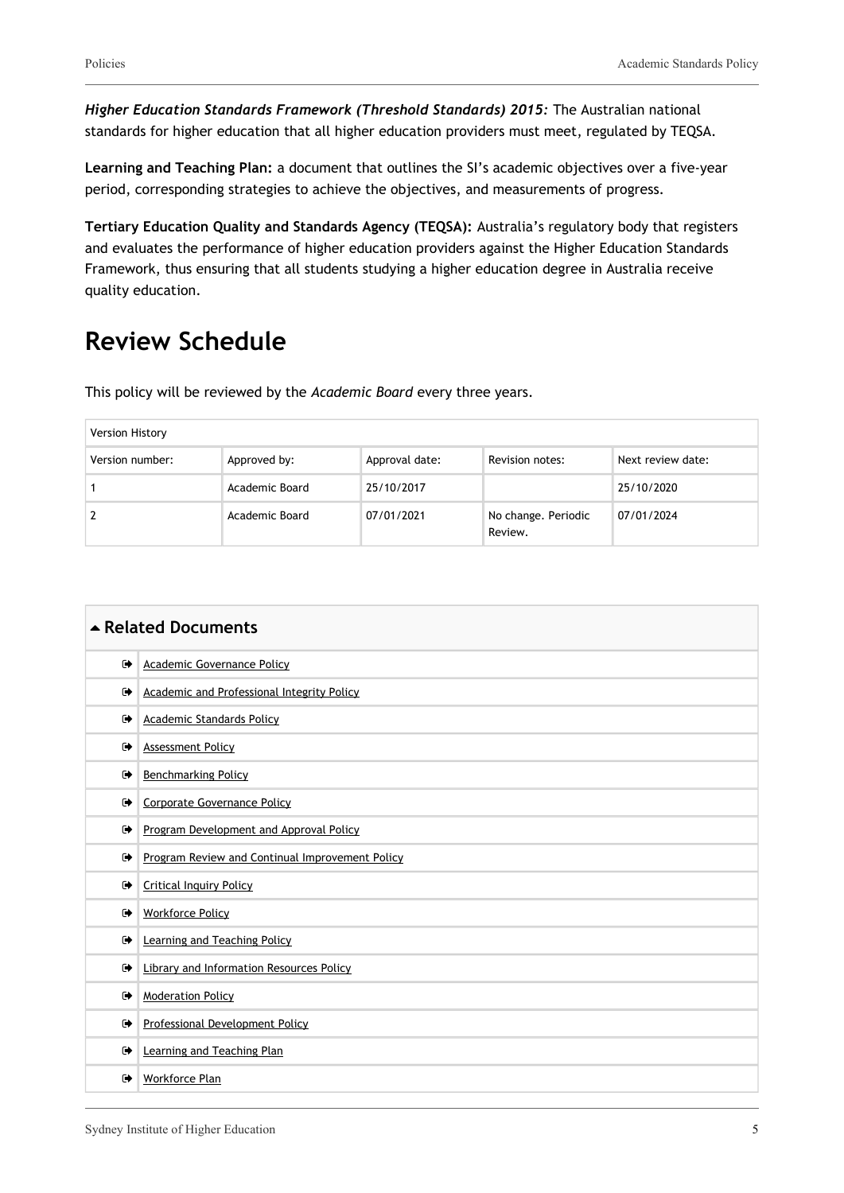***Higher Education Standards Framework (Threshold Standards) 2015:*** The Australian national standards for higher education that all higher education providers must meet, regulated by TEQSA.

**Learning and Teaching Plan:** a document that outlines the SI's academic objectives over a five-year period, corresponding strategies to achieve the objectives, and measurements of progress.

**Tertiary Education Quality and Standards Agency (TEQSA):** Australia's regulatory body that registers and evaluates the performance of higher education providers against the Higher Education Standards Framework, thus ensuring that all students studying a higher education degree in Australia receive quality education.

# Review Schedule

This policy will be reviewed by the *Academic Board* every three years.

| Version History | | | | |
|---|---|---|---|---|
| Version number: | Approved by: | Approval date: | Revision notes: | Next review date: |
| 1 | Academic Board | 25/10/2017 | | 25/10/2020 |
| 2 | Academic Board | 07/01/2021 | No change. Periodic Review. | 07/01/2024 |

## Related Documents

- Academic Governance Policy
- Academic and Professional Integrity Policy
- Academic Standards Policy
- Assessment Policy
- Benchmarking Policy
- Corporate Governance Policy
- Program Development and Approval Policy
- Program Review and Continual Improvement Policy
- Critical Inquiry Policy
- Workforce Policy
- Learning and Teaching Policy
- Library and Information Resources Policy
- Moderation Policy
- Professional Development Policy
- Learning and Teaching Plan
- Workforce Plan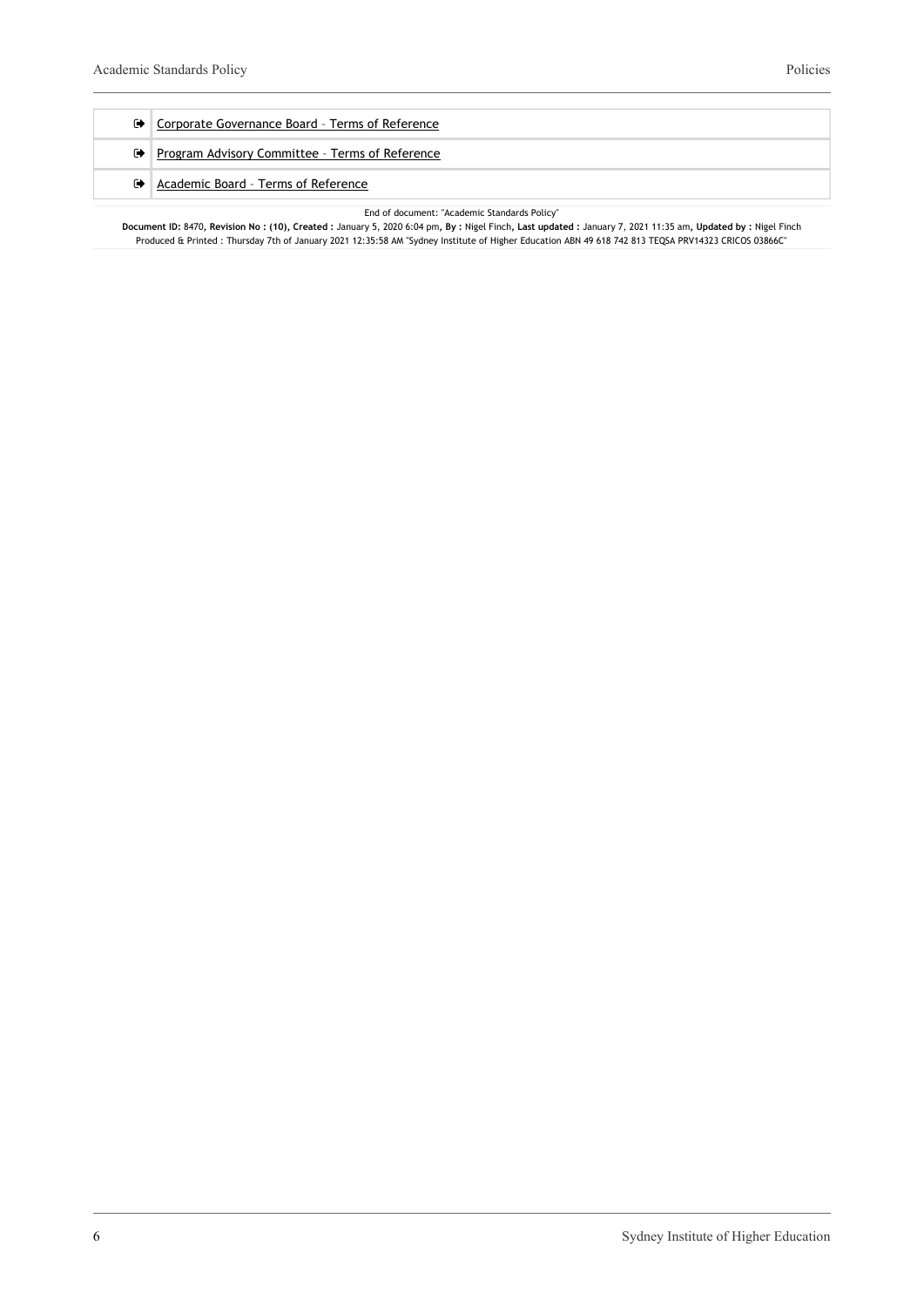- Corporate Governance Board – Terms of Reference
- Program Advisory Committee – Terms of Reference
- Academic Board – Terms of Reference

End of document: "Academic Standards Policy"

**Document ID:** 8470, **Revision No : (10)**, **Created :** January 5, 2020 6:04 pm, **By :** Nigel Finch, **Last updated :** January 7, 2021 11:35 am, **Updated by :** Nigel Finch

Produced & Printed : Thursday 7th of January 2021 12:35:58 AM "Sydney Institute of Higher Education ABN 49 618 742 813 TEQSA PRV14323 CRICOS 03866C"